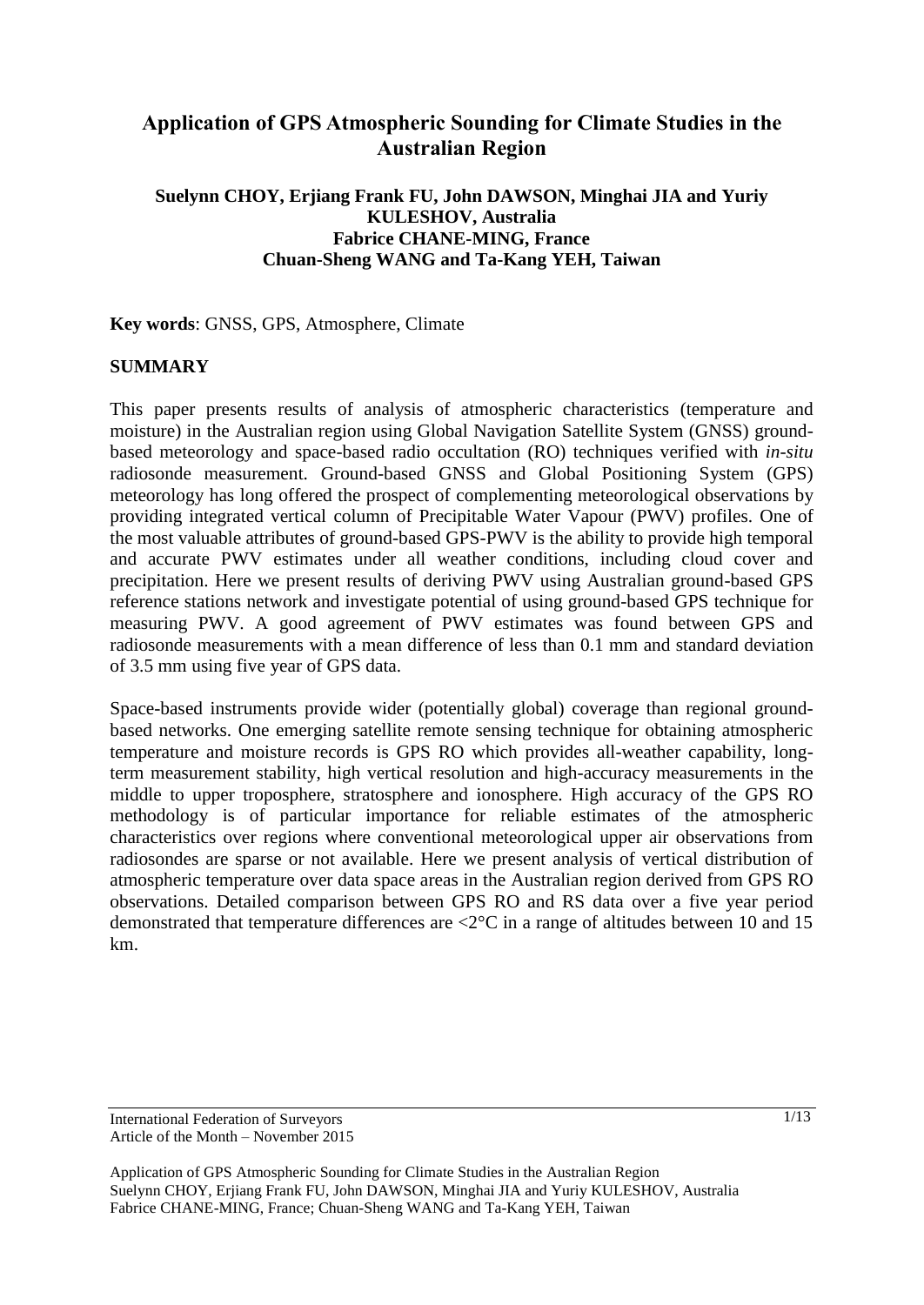# Application of GPS Atmospheric Sounding for Climate Studies in the Australian Region

**Suelynn CHOY, Erjiang Frank FU, John DAWSON, Minghai JIA and Yuriy KULESHOV, Australia**
**Fabrice CHANE-MING, France**
**Chuan-Sheng WANG and Ta-Kang YEH, Taiwan**

**Key words**: GNSS, GPS, Atmosphere, Climate

## SUMMARY

This paper presents results of analysis of atmospheric characteristics (temperature and moisture) in the Australian region using Global Navigation Satellite System (GNSS) ground-based meteorology and space-based radio occultation (RO) techniques verified with *in-situ* radiosonde measurement. Ground-based GNSS and Global Positioning System (GPS) meteorology has long offered the prospect of complementing meteorological observations by providing integrated vertical column of Precipitable Water Vapour (PWV) profiles. One of the most valuable attributes of ground-based GPS-PWV is the ability to provide high temporal and accurate PWV estimates under all weather conditions, including cloud cover and precipitation. Here we present results of deriving PWV using Australian ground-based GPS reference stations network and investigate potential of using ground-based GPS technique for measuring PWV. A good agreement of PWV estimates was found between GPS and radiosonde measurements with a mean difference of less than 0.1 mm and standard deviation of 3.5 mm using five year of GPS data.

Space-based instruments provide wider (potentially global) coverage than regional ground-based networks. One emerging satellite remote sensing technique for obtaining atmospheric temperature and moisture records is GPS RO which provides all-weather capability, long-term measurement stability, high vertical resolution and high-accuracy measurements in the middle to upper troposphere, stratosphere and ionosphere. High accuracy of the GPS RO methodology is of particular importance for reliable estimates of the atmospheric characteristics over regions where conventional meteorological upper air observations from radiosondes are sparse or not available. Here we present analysis of vertical distribution of atmospheric temperature over data space areas in the Australian region derived from GPS RO observations. Detailed comparison between GPS RO and RS data over a five year period demonstrated that temperature differences are <2°C in a range of altitudes between 10 and 15 km.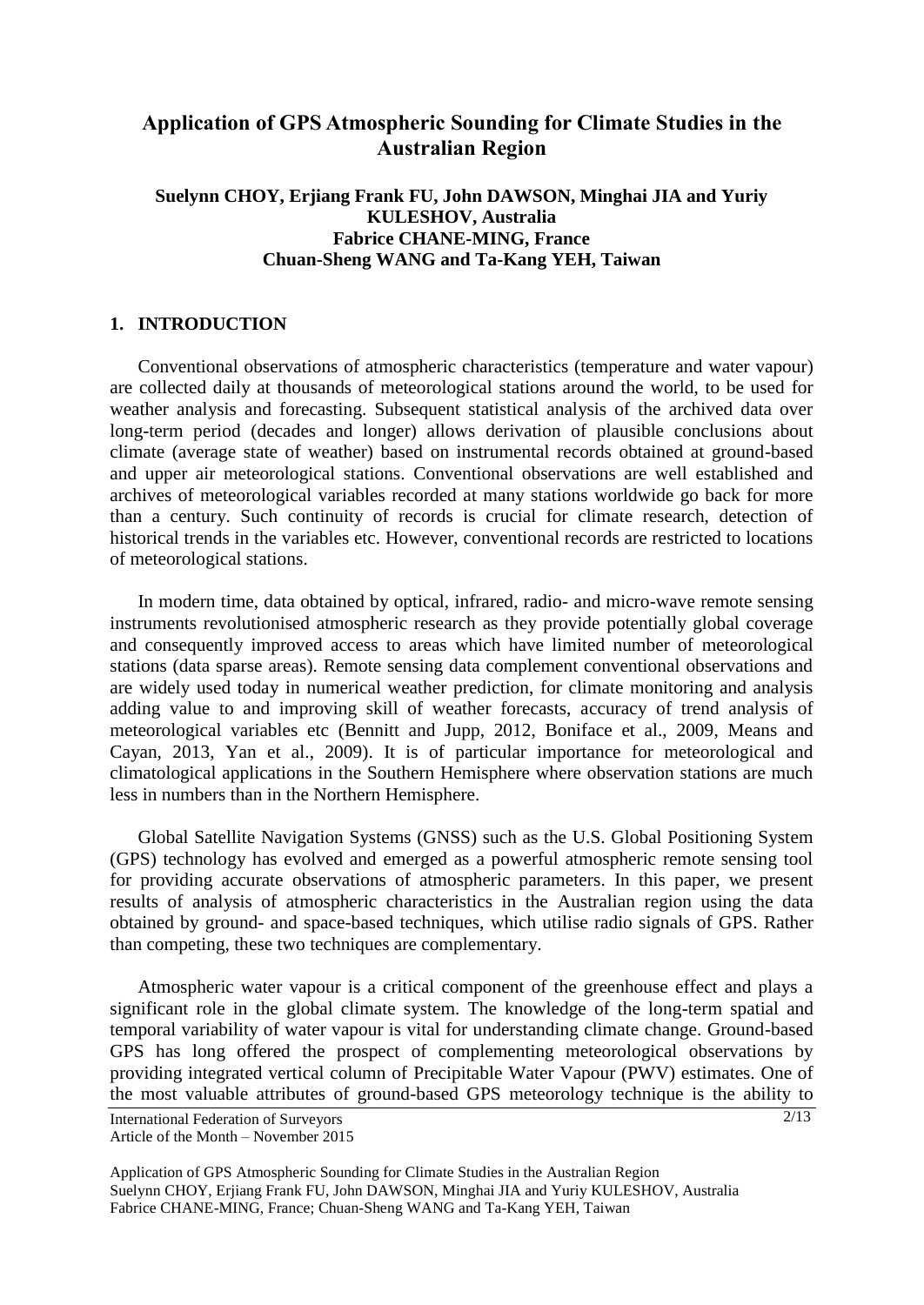# Application of GPS Atmospheric Sounding for Climate Studies in the Australian Region

**Suelynn CHOY, Erjiang Frank FU, John DAWSON, Minghai JIA and Yuriy KULESHOV, Australia**
**Fabrice CHANE-MING, France**
**Chuan-Sheng WANG and Ta-Kang YEH, Taiwan**

## 1. INTRODUCTION

Conventional observations of atmospheric characteristics (temperature and water vapour) are collected daily at thousands of meteorological stations around the world, to be used for weather analysis and forecasting. Subsequent statistical analysis of the archived data over long-term period (decades and longer) allows derivation of plausible conclusions about climate (average state of weather) based on instrumental records obtained at ground-based and upper air meteorological stations. Conventional observations are well established and archives of meteorological variables recorded at many stations worldwide go back for more than a century. Such continuity of records is crucial for climate research, detection of historical trends in the variables etc. However, conventional records are restricted to locations of meteorological stations.

In modern time, data obtained by optical, infrared, radio- and micro-wave remote sensing instruments revolutionised atmospheric research as they provide potentially global coverage and consequently improved access to areas which have limited number of meteorological stations (data sparse areas). Remote sensing data complement conventional observations and are widely used today in numerical weather prediction, for climate monitoring and analysis adding value to and improving skill of weather forecasts, accuracy of trend analysis of meteorological variables etc (Bennitt and Jupp, 2012, Boniface et al., 2009, Means and Cayan, 2013, Yan et al., 2009). It is of particular importance for meteorological and climatological applications in the Southern Hemisphere where observation stations are much less in numbers than in the Northern Hemisphere.

Global Satellite Navigation Systems (GNSS) such as the U.S. Global Positioning System (GPS) technology has evolved and emerged as a powerful atmospheric remote sensing tool for providing accurate observations of atmospheric parameters. In this paper, we present results of analysis of atmospheric characteristics in the Australian region using the data obtained by ground- and space-based techniques, which utilise radio signals of GPS. Rather than competing, these two techniques are complementary.

Atmospheric water vapour is a critical component of the greenhouse effect and plays a significant role in the global climate system. The knowledge of the long-term spatial and temporal variability of water vapour is vital for understanding climate change. Ground-based GPS has long offered the prospect of complementing meteorological observations by providing integrated vertical column of Precipitable Water Vapour (PWV) estimates. One of the most valuable attributes of ground-based GPS meteorology technique is the ability to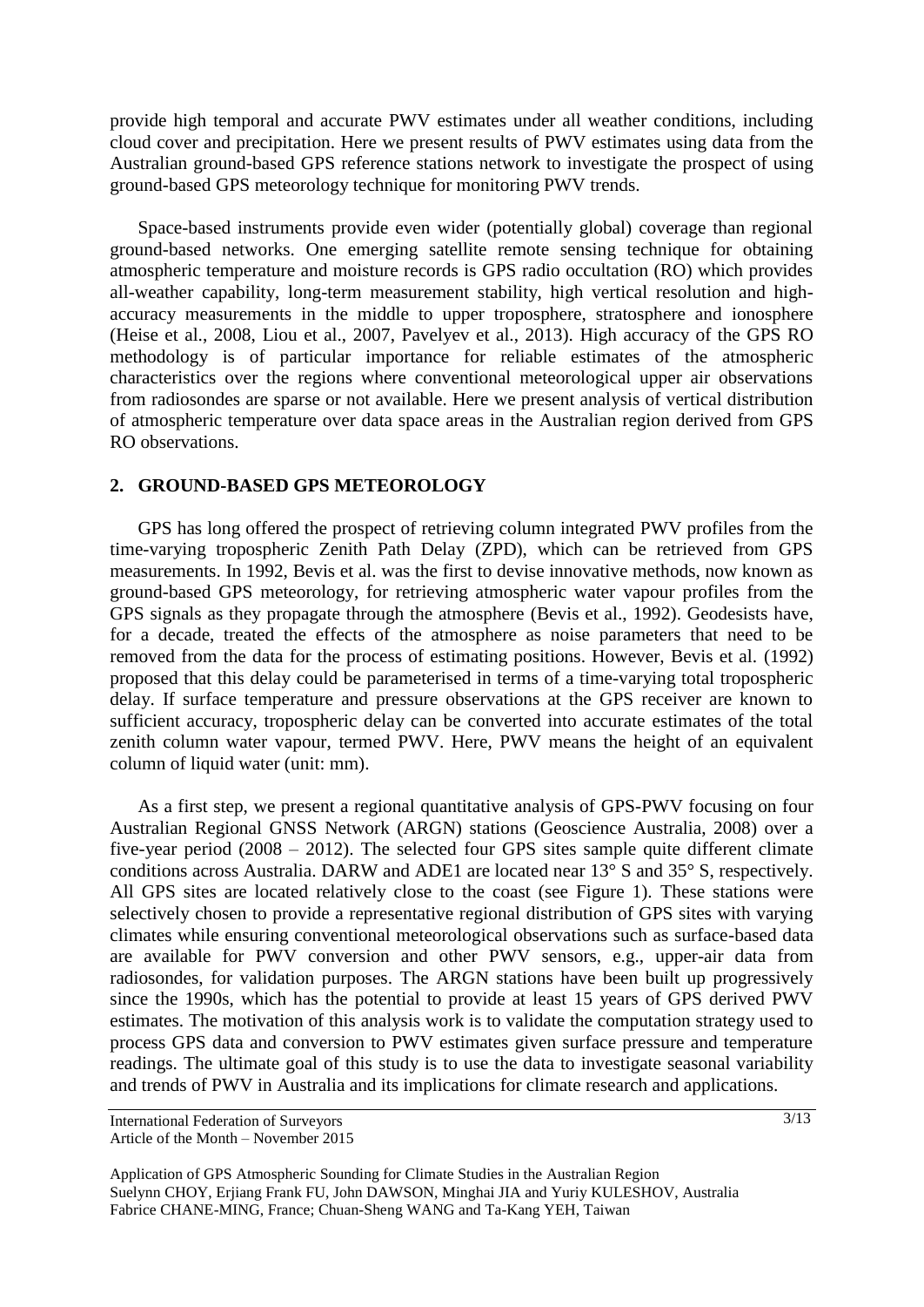provide high temporal and accurate PWV estimates under all weather conditions, including cloud cover and precipitation. Here we present results of PWV estimates using data from the Australian ground-based GPS reference stations network to investigate the prospect of using ground-based GPS meteorology technique for monitoring PWV trends.

Space-based instruments provide even wider (potentially global) coverage than regional ground-based networks. One emerging satellite remote sensing technique for obtaining atmospheric temperature and moisture records is GPS radio occultation (RO) which provides all-weather capability, long-term measurement stability, high vertical resolution and high-accuracy measurements in the middle to upper troposphere, stratosphere and ionosphere (Heise et al., 2008, Liou et al., 2007, Pavelyev et al., 2013). High accuracy of the GPS RO methodology is of particular importance for reliable estimates of the atmospheric characteristics over the regions where conventional meteorological upper air observations from radiosondes are sparse or not available. Here we present analysis of vertical distribution of atmospheric temperature over data space areas in the Australian region derived from GPS RO observations.

## 2. GROUND-BASED GPS METEOROLOGY

GPS has long offered the prospect of retrieving column integrated PWV profiles from the time-varying tropospheric Zenith Path Delay (ZPD), which can be retrieved from GPS measurements. In 1992, Bevis et al. was the first to devise innovative methods, now known as ground-based GPS meteorology, for retrieving atmospheric water vapour profiles from the GPS signals as they propagate through the atmosphere (Bevis et al., 1992). Geodesists have, for a decade, treated the effects of the atmosphere as noise parameters that need to be removed from the data for the process of estimating positions. However, Bevis et al. (1992) proposed that this delay could be parameterised in terms of a time-varying total tropospheric delay. If surface temperature and pressure observations at the GPS receiver are known to sufficient accuracy, tropospheric delay can be converted into accurate estimates of the total zenith column water vapour, termed PWV. Here, PWV means the height of an equivalent column of liquid water (unit: mm).

As a first step, we present a regional quantitative analysis of GPS-PWV focusing on four Australian Regional GNSS Network (ARGN) stations (Geoscience Australia, 2008) over a five-year period (2008 – 2012). The selected four GPS sites sample quite different climate conditions across Australia. DARW and ADE1 are located near 13° S and 35° S, respectively. All GPS sites are located relatively close to the coast (see Figure 1). These stations were selectively chosen to provide a representative regional distribution of GPS sites with varying climates while ensuring conventional meteorological observations such as surface-based data are available for PWV conversion and other PWV sensors, e.g., upper-air data from radiosondes, for validation purposes. The ARGN stations have been built up progressively since the 1990s, which has the potential to provide at least 15 years of GPS derived PWV estimates. The motivation of this analysis work is to validate the computation strategy used to process GPS data and conversion to PWV estimates given surface pressure and temperature readings. The ultimate goal of this study is to use the data to investigate seasonal variability and trends of PWV in Australia and its implications for climate research and applications.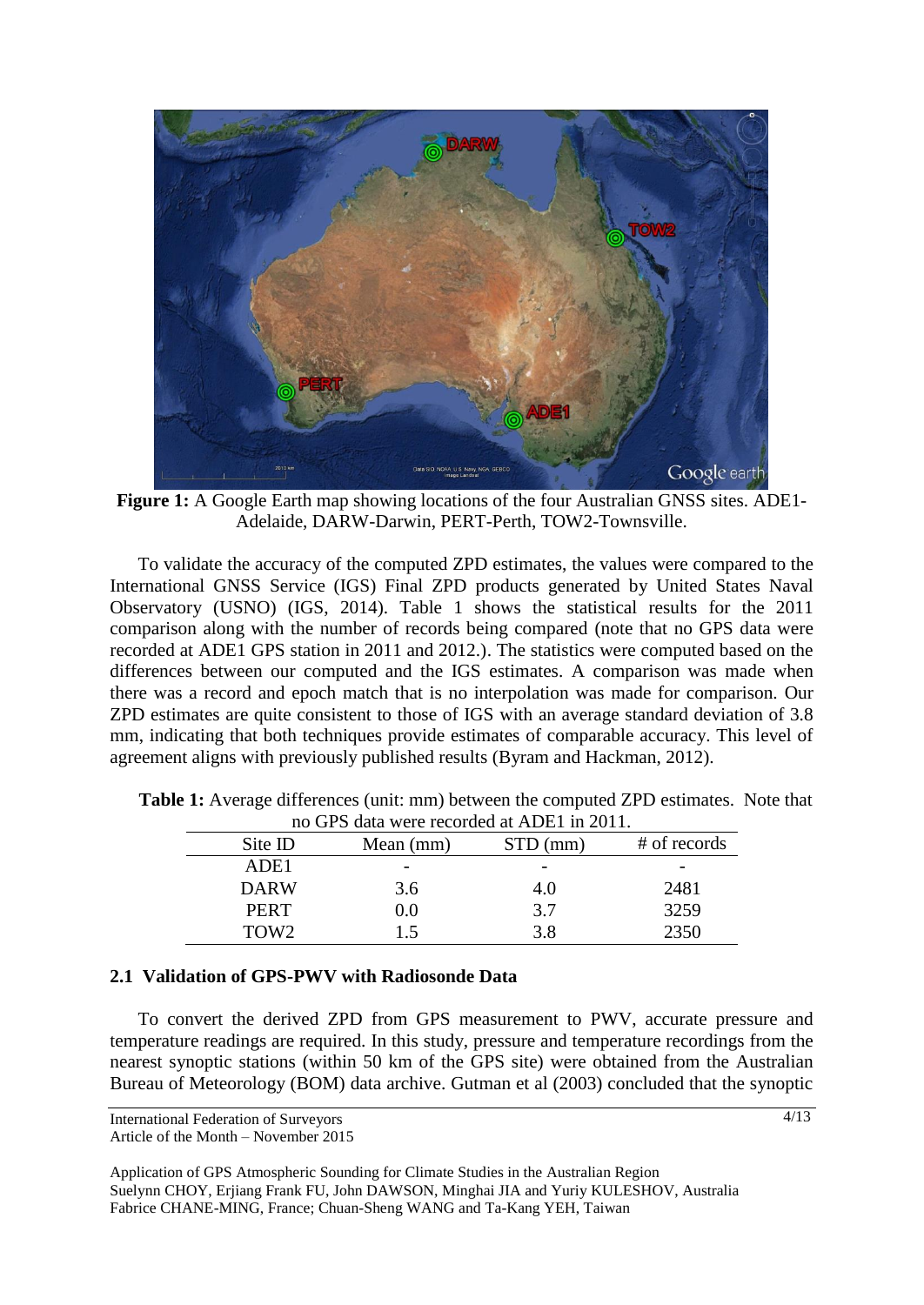**Figure 1:** A Google Earth map showing locations of the four Australian GNSS sites. ADE1-Adelaide, DARW-Darwin, PERT-Perth, TOW2-Townsville.

To validate the accuracy of the computed ZPD estimates, the values were compared to the International GNSS Service (IGS) Final ZPD products generated by United States Naval Observatory (USNO) (IGS, 2014). Table 1 shows the statistical results for the 2011 comparison along with the number of records being compared (note that no GPS data were recorded at ADE1 GPS station in 2011 and 2012.). The statistics were computed based on the differences between our computed and the IGS estimates. A comparison was made when there was a record and epoch match that is no interpolation was made for comparison. Our ZPD estimates are quite consistent to those of IGS with an average standard deviation of 3.8 mm, indicating that both techniques provide estimates of comparable accuracy. This level of agreement aligns with previously published results (Byram and Hackman, 2012).

**Table 1:** Average differences (unit: mm) between the computed ZPD estimates. Note that no GPS data were recorded at ADE1 in 2011.

| Site ID | Mean (mm) | STD (mm) | # of records |
|---|---|---|---|
| ADE1 | - | - | - |
| DARW | 3.6 | 4.0 | 2481 |
| PERT | 0.0 | 3.7 | 3259 |
| TOW2 | 1.5 | 3.8 | 2350 |

### 2.1 Validation of GPS-PWV with Radiosonde Data

To convert the derived ZPD from GPS measurement to PWV, accurate pressure and temperature readings are required. In this study, pressure and temperature recordings from the nearest synoptic stations (within 50 km of the GPS site) were obtained from the Australian Bureau of Meteorology (BOM) data archive. Gutman et al (2003) concluded that the synoptic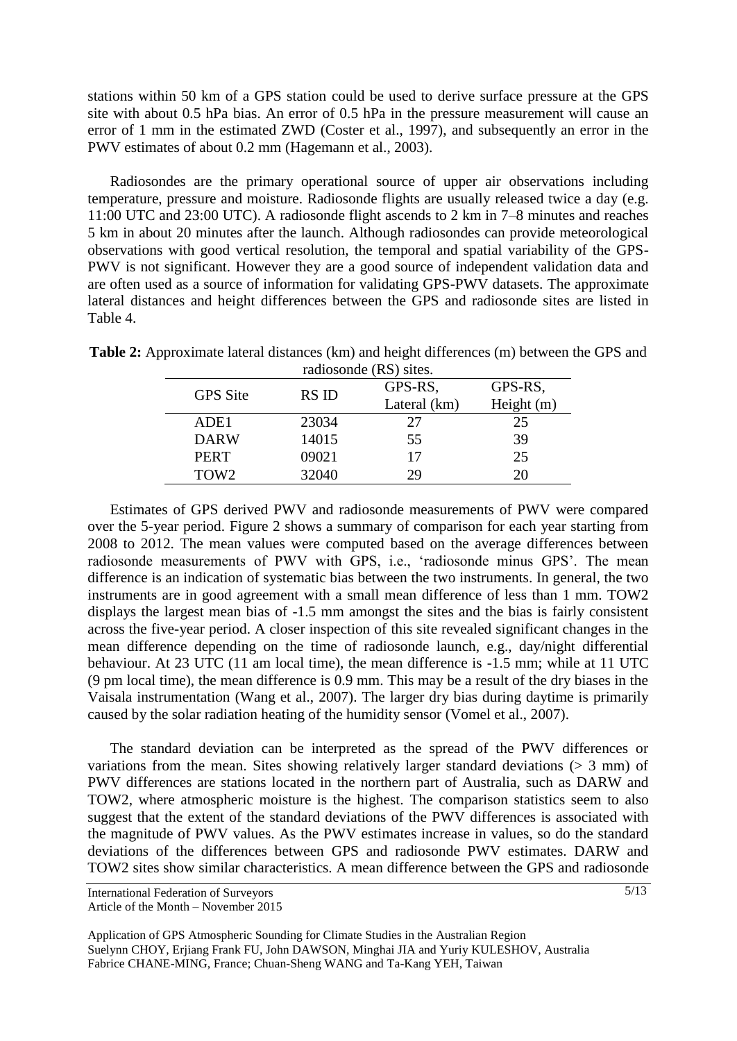stations within 50 km of a GPS station could be used to derive surface pressure at the GPS site with about 0.5 hPa bias. An error of 0.5 hPa in the pressure measurement will cause an error of 1 mm in the estimated ZWD (Coster et al., 1997), and subsequently an error in the PWV estimates of about 0.2 mm (Hagemann et al., 2003).

Radiosondes are the primary operational source of upper air observations including temperature, pressure and moisture. Radiosonde flights are usually released twice a day (e.g. 11:00 UTC and 23:00 UTC). A radiosonde flight ascends to 2 km in 7–8 minutes and reaches 5 km in about 20 minutes after the launch. Although radiosondes can provide meteorological observations with good vertical resolution, the temporal and spatial variability of the GPS-PWV is not significant. However they are a good source of independent validation data and are often used as a source of information for validating GPS-PWV datasets. The approximate lateral distances and height differences between the GPS and radiosonde sites are listed in Table 4.

**Table 2:** Approximate lateral distances (km) and height differences (m) between the GPS and radiosonde (RS) sites.

| GPS Site | RS ID | GPS-RS, Lateral (km) | GPS-RS, Height (m) |
|---|---|---|---|
| ADE1 | 23034 | 27 | 25 |
| DARW | 14015 | 55 | 39 |
| PERT | 09021 | 17 | 25 |
| TOW2 | 32040 | 29 | 20 |

Estimates of GPS derived PWV and radiosonde measurements of PWV were compared over the 5-year period. Figure 2 shows a summary of comparison for each year starting from 2008 to 2012. The mean values were computed based on the average differences between radiosonde measurements of PWV with GPS, i.e., 'radiosonde minus GPS'. The mean difference is an indication of systematic bias between the two instruments. In general, the two instruments are in good agreement with a small mean difference of less than 1 mm. TOW2 displays the largest mean bias of -1.5 mm amongst the sites and the bias is fairly consistent across the five-year period. A closer inspection of this site revealed significant changes in the mean difference depending on the time of radiosonde launch, e.g., day/night differential behaviour. At 23 UTC (11 am local time), the mean difference is -1.5 mm; while at 11 UTC (9 pm local time), the mean difference is 0.9 mm. This may be a result of the dry biases in the Vaisala instrumentation (Wang et al., 2007). The larger dry bias during daytime is primarily caused by the solar radiation heating of the humidity sensor (Vomel et al., 2007).

The standard deviation can be interpreted as the spread of the PWV differences or variations from the mean. Sites showing relatively larger standard deviations (> 3 mm) of PWV differences are stations located in the northern part of Australia, such as DARW and TOW2, where atmospheric moisture is the highest. The comparison statistics seem to also suggest that the extent of the standard deviations of the PWV differences is associated with the magnitude of PWV values. As the PWV estimates increase in values, so do the standard deviations of the differences between GPS and radiosonde PWV estimates. DARW and TOW2 sites show similar characteristics. A mean difference between the GPS and radiosonde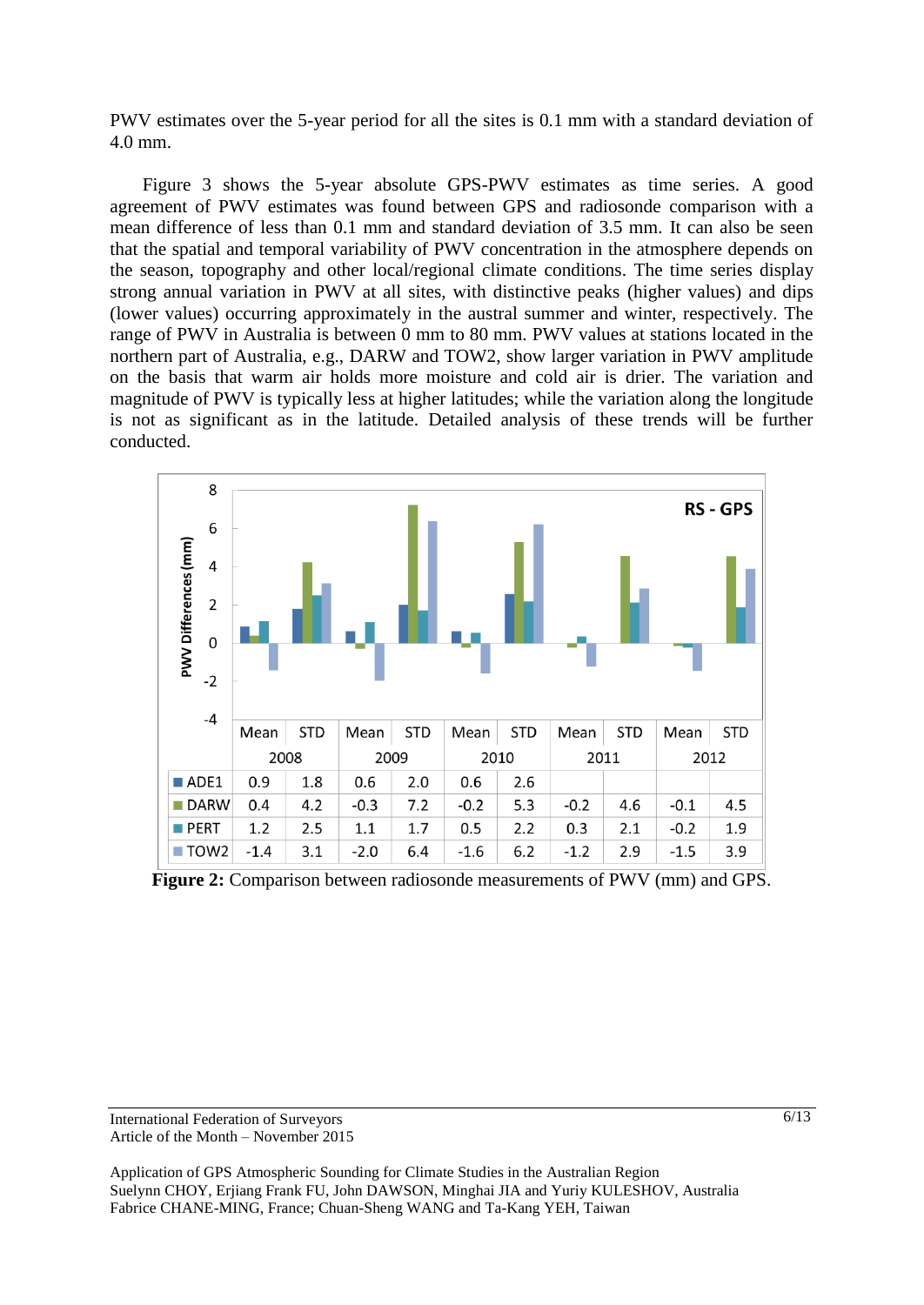PWV estimates over the 5-year period for all the sites is 0.1 mm with a standard deviation of 4.0 mm.

Figure 3 shows the 5-year absolute GPS-PWV estimates as time series. A good agreement of PWV estimates was found between GPS and radiosonde comparison with a mean difference of less than 0.1 mm and standard deviation of 3.5 mm. It can also be seen that the spatial and temporal variability of PWV concentration in the atmosphere depends on the season, topography and other local/regional climate conditions. The time series display strong annual variation in PWV at all sites, with distinctive peaks (higher values) and dips (lower values) occurring approximately in the austral summer and winter, respectively. The range of PWV in Australia is between 0 mm to 80 mm. PWV values at stations located in the northern part of Australia, e.g., DARW and TOW2, show larger variation in PWV amplitude on the basis that warm air holds more moisture and cold air is drier. The variation and magnitude of PWV is typically less at higher latitudes; while the variation along the longitude is not as significant as in the latitude. Detailed analysis of these trends will be further conducted.

RS - GPS

| | 2008 | | 2009 | | 2010 | | 2011 | | 2012 | |
|---|---|---|---|---|---|---|---|---|---|---|
| | Mean | STD | Mean | STD | Mean | STD | Mean | STD | Mean | STD |
| ADE1 | 0.9 | 1.8 | 0.6 | 2.0 | 0.6 | 2.6 | | | | |
| DARW | 0.4 | 4.2 | -0.3 | 7.2 | -0.2 | 5.3 | -0.2 | 4.6 | -0.1 | 4.5 |
| PERT | 1.2 | 2.5 | 1.1 | 1.7 | 0.5 | 2.2 | 0.3 | 2.1 | -0.2 | 1.9 |
| TOW2 | -1.4 | 3.1 | -2.0 | 6.4 | -1.6 | 6.2 | -1.2 | 2.9 | -1.5 | 3.9 |

**Figure 2:** Comparison between radiosonde measurements of PWV (mm) and GPS.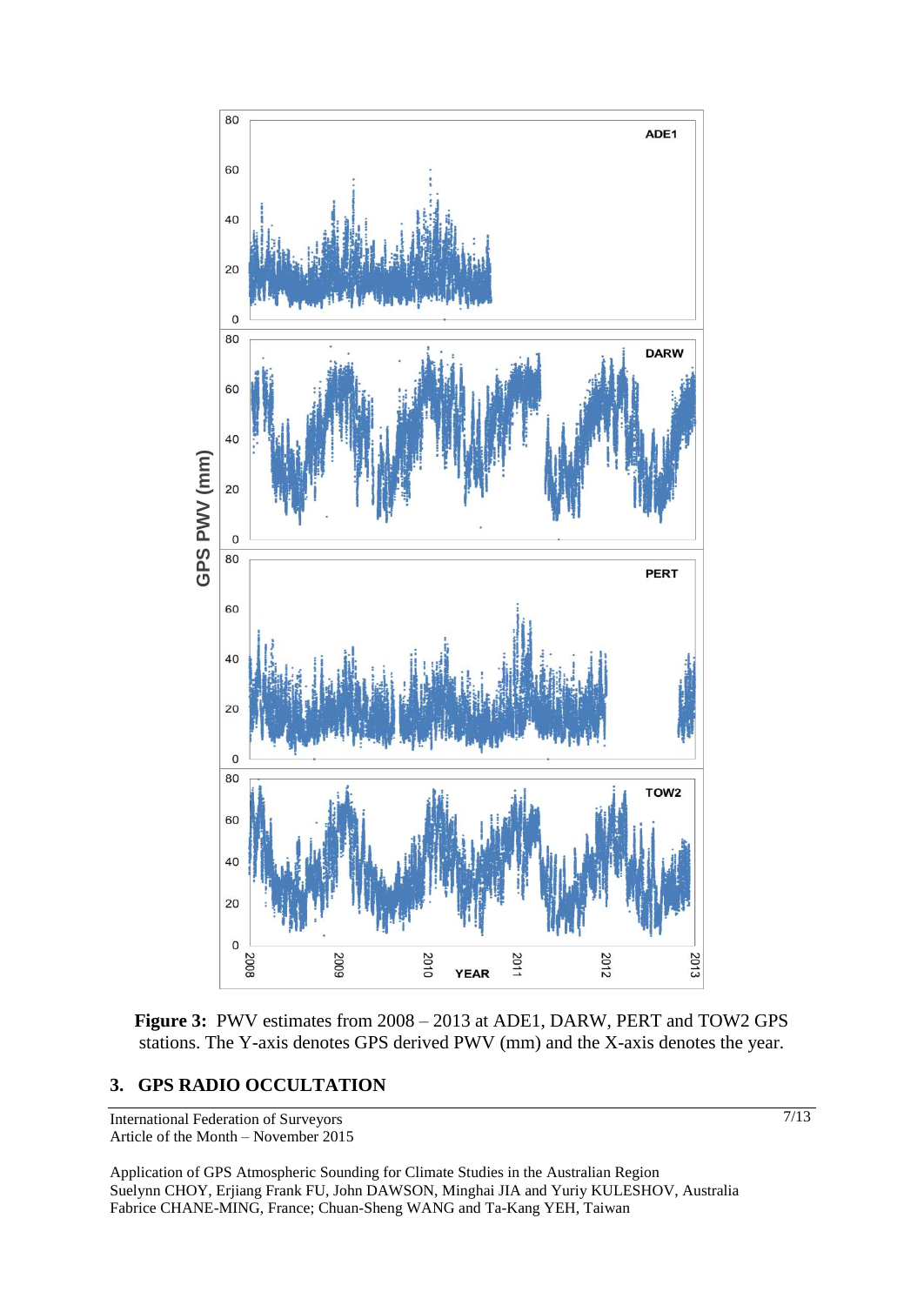**Figure 3:** PWV estimates from 2008 – 2013 at ADE1, DARW, PERT and TOW2 GPS stations. The Y-axis denotes GPS derived PWV (mm) and the X-axis denotes the year.

## 3. GPS RADIO OCCULTATION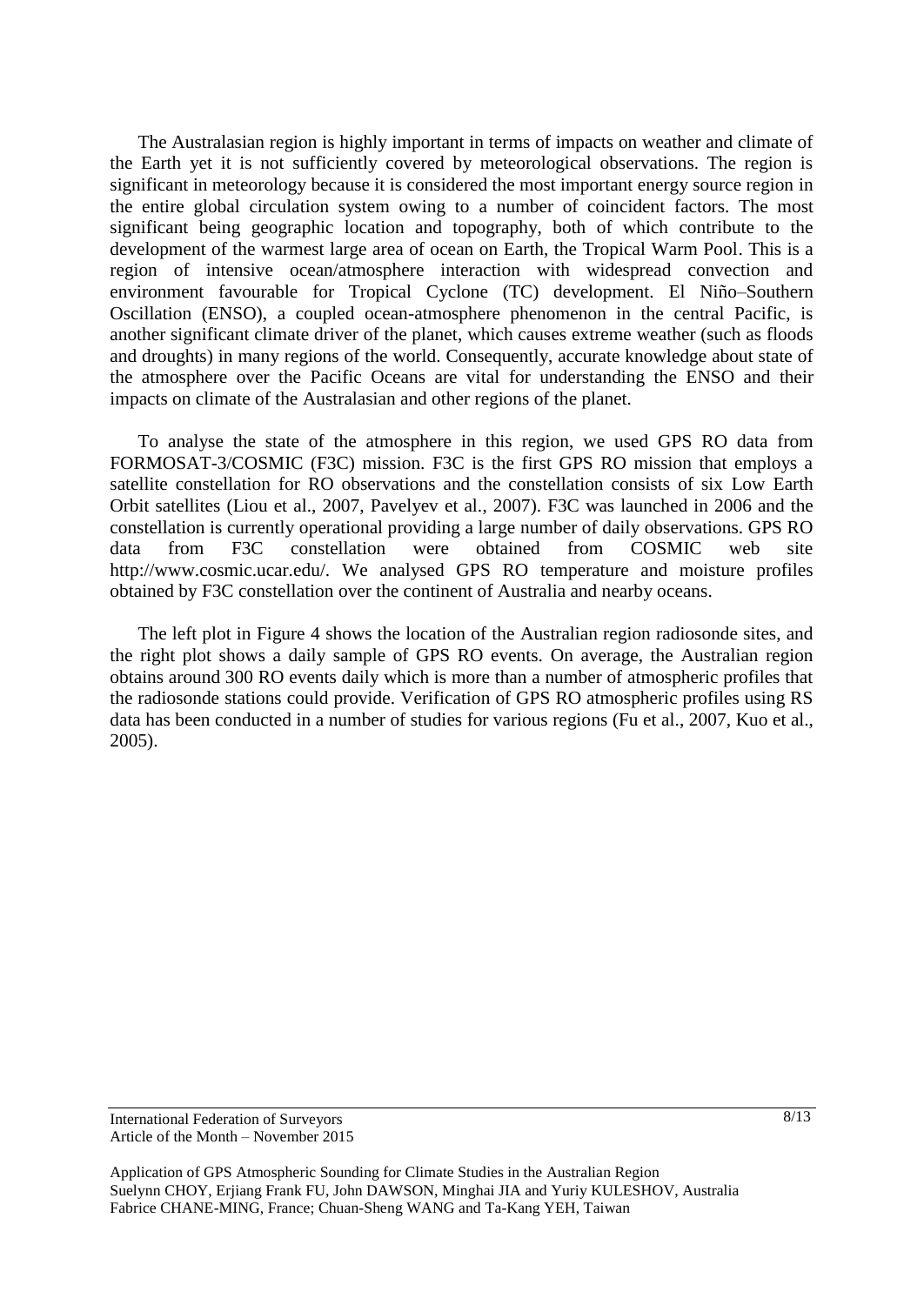The Australasian region is highly important in terms of impacts on weather and climate of the Earth yet it is not sufficiently covered by meteorological observations. The region is significant in meteorology because it is considered the most important energy source region in the entire global circulation system owing to a number of coincident factors. The most significant being geographic location and topography, both of which contribute to the development of the warmest large area of ocean on Earth, the Tropical Warm Pool. This is a region of intensive ocean/atmosphere interaction with widespread convection and environment favourable for Tropical Cyclone (TC) development. El Niño–Southern Oscillation (ENSO), a coupled ocean-atmosphere phenomenon in the central Pacific, is another significant climate driver of the planet, which causes extreme weather (such as floods and droughts) in many regions of the world. Consequently, accurate knowledge about state of the atmosphere over the Pacific Oceans are vital for understanding the ENSO and their impacts on climate of the Australasian and other regions of the planet.

To analyse the state of the atmosphere in this region, we used GPS RO data from FORMOSAT-3/COSMIC (F3C) mission. F3C is the first GPS RO mission that employs a satellite constellation for RO observations and the constellation consists of six Low Earth Orbit satellites (Liou et al., 2007, Pavelyev et al., 2007). F3C was launched in 2006 and the constellation is currently operational providing a large number of daily observations. GPS RO data from F3C constellation were obtained from COSMIC web site http://www.cosmic.ucar.edu/. We analysed GPS RO temperature and moisture profiles obtained by F3C constellation over the continent of Australia and nearby oceans.

The left plot in Figure 4 shows the location of the Australian region radiosonde sites, and the right plot shows a daily sample of GPS RO events. On average, the Australian region obtains around 300 RO events daily which is more than a number of atmospheric profiles that the radiosonde stations could provide. Verification of GPS RO atmospheric profiles using RS data has been conducted in a number of studies for various regions (Fu et al., 2007, Kuo et al., 2005).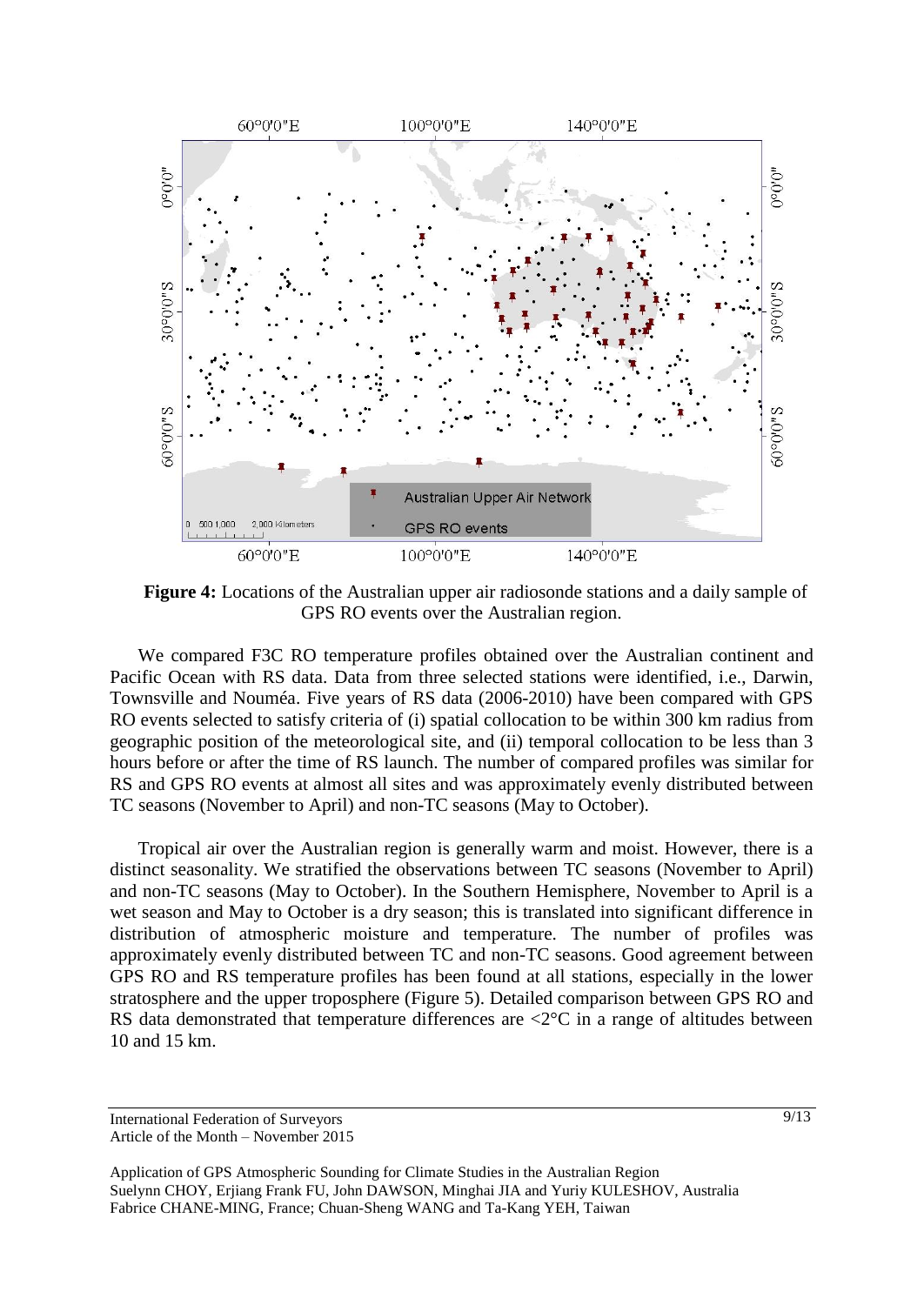**Figure 4:** Locations of the Australian upper air radiosonde stations and a daily sample of GPS RO events over the Australian region.

We compared F3C RO temperature profiles obtained over the Australian continent and Pacific Ocean with RS data. Data from three selected stations were identified, i.e., Darwin, Townsville and Nouméa. Five years of RS data (2006-2010) have been compared with GPS RO events selected to satisfy criteria of (i) spatial collocation to be within 300 km radius from geographic position of the meteorological site, and (ii) temporal collocation to be less than 3 hours before or after the time of RS launch. The number of compared profiles was similar for RS and GPS RO events at almost all sites and was approximately evenly distributed between TC seasons (November to April) and non-TC seasons (May to October).

Tropical air over the Australian region is generally warm and moist. However, there is a distinct seasonality. We stratified the observations between TC seasons (November to April) and non-TC seasons (May to October). In the Southern Hemisphere, November to April is a wet season and May to October is a dry season; this is translated into significant difference in distribution of atmospheric moisture and temperature. The number of profiles was approximately evenly distributed between TC and non-TC seasons. Good agreement between GPS RO and RS temperature profiles has been found at all stations, especially in the lower stratosphere and the upper troposphere (Figure 5). Detailed comparison between GPS RO and RS data demonstrated that temperature differences are <2°C in a range of altitudes between 10 and 15 km.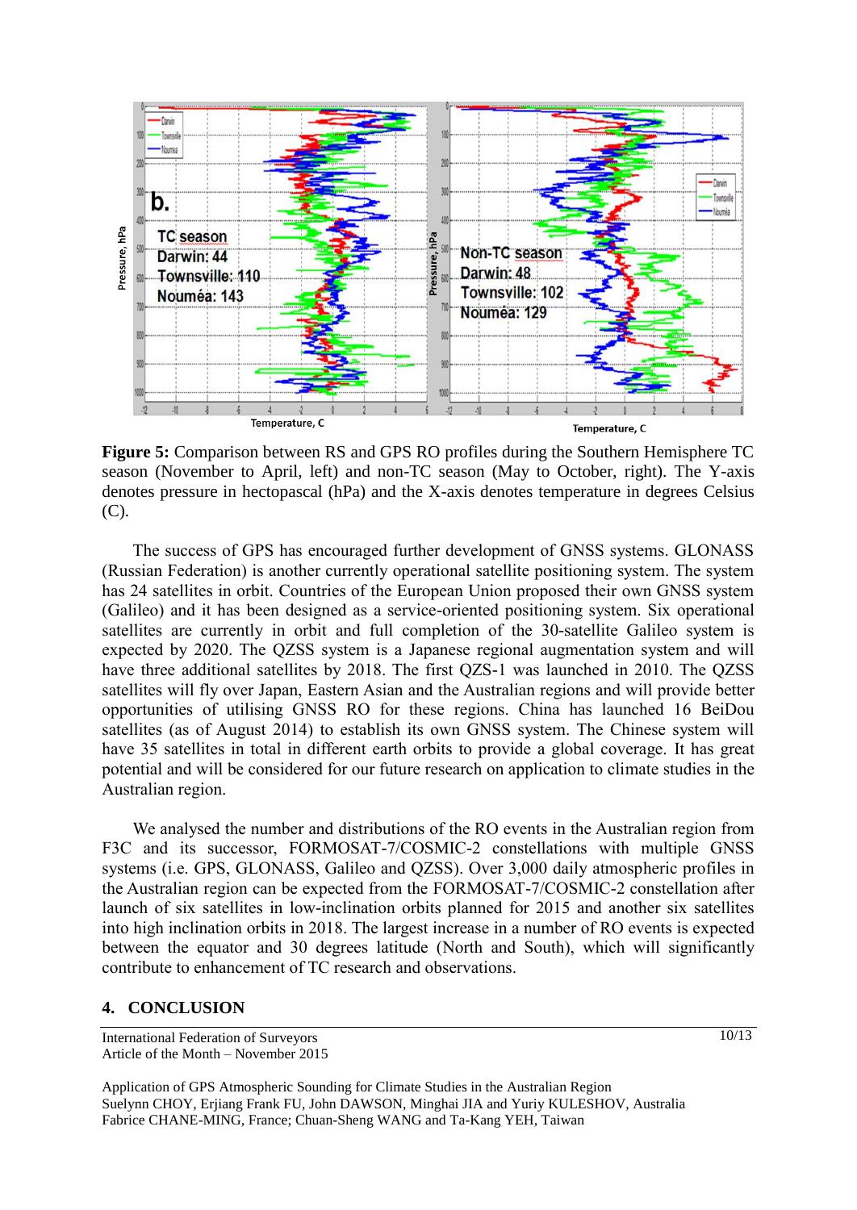**Figure 5:** Comparison between RS and GPS RO profiles during the Southern Hemisphere TC season (November to April, left) and non-TC season (May to October, right). The Y-axis denotes pressure in hectopascal (hPa) and the X-axis denotes temperature in degrees Celsius (C).

The success of GPS has encouraged further development of GNSS systems. GLONASS (Russian Federation) is another currently operational satellite positioning system. The system has 24 satellites in orbit. Countries of the European Union proposed their own GNSS system (Galileo) and it has been designed as a service-oriented positioning system. Six operational satellites are currently in orbit and full completion of the 30-satellite Galileo system is expected by 2020. The QZSS system is a Japanese regional augmentation system and will have three additional satellites by 2018. The first QZS-1 was launched in 2010. The QZSS satellites will fly over Japan, Eastern Asian and the Australian regions and will provide better opportunities of utilising GNSS RO for these regions. China has launched 16 BeiDou satellites (as of August 2014) to establish its own GNSS system. The Chinese system will have 35 satellites in total in different earth orbits to provide a global coverage. It has great potential and will be considered for our future research on application to climate studies in the Australian region.

We analysed the number and distributions of the RO events in the Australian region from F3C and its successor, FORMOSAT-7/COSMIC-2 constellations with multiple GNSS systems (i.e. GPS, GLONASS, Galileo and QZSS). Over 3,000 daily atmospheric profiles in the Australian region can be expected from the FORMOSAT-7/COSMIC-2 constellation after launch of six satellites in low-inclination orbits planned for 2015 and another six satellites into high inclination orbits in 2018. The largest increase in a number of RO events is expected between the equator and 30 degrees latitude (North and South), which will significantly contribute to enhancement of TC research and observations.

## 4. CONCLUSION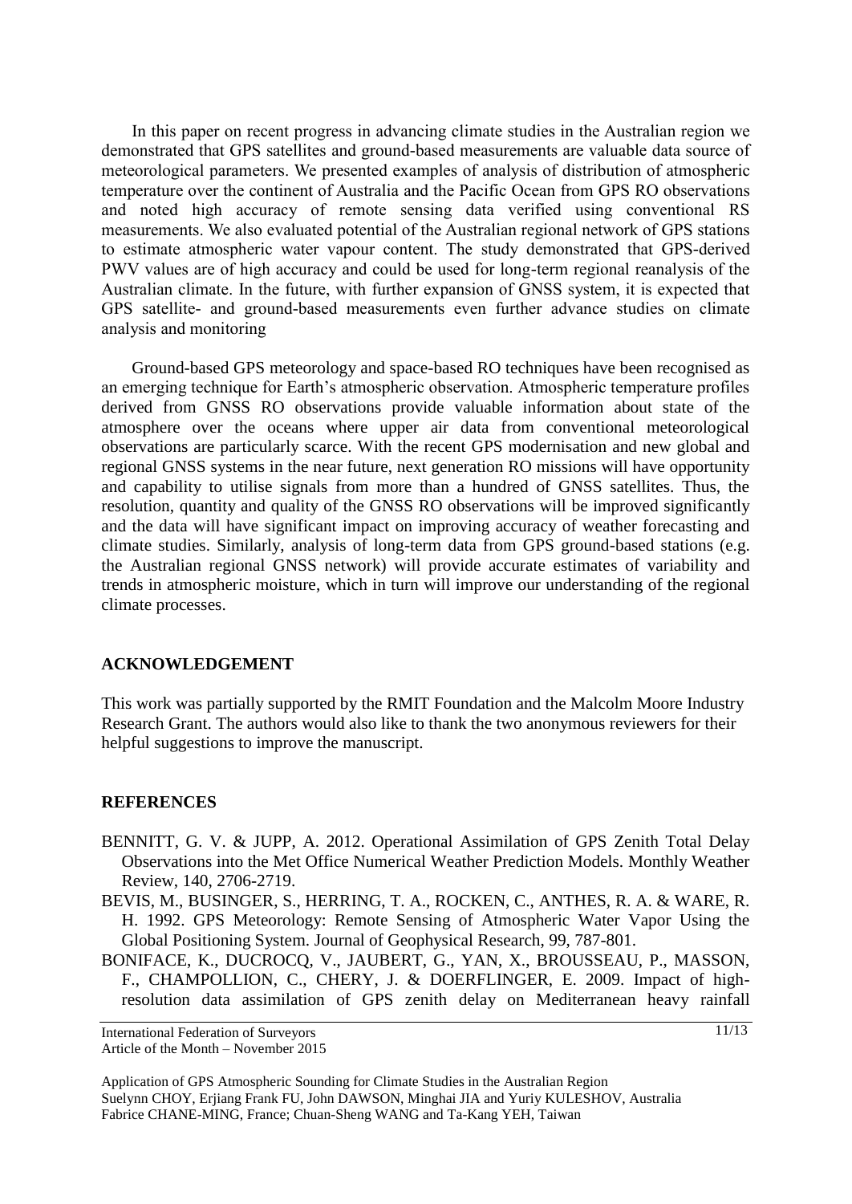In this paper on recent progress in advancing climate studies in the Australian region we demonstrated that GPS satellites and ground-based measurements are valuable data source of meteorological parameters. We presented examples of analysis of distribution of atmospheric temperature over the continent of Australia and the Pacific Ocean from GPS RO observations and noted high accuracy of remote sensing data verified using conventional RS measurements. We also evaluated potential of the Australian regional network of GPS stations to estimate atmospheric water vapour content. The study demonstrated that GPS-derived PWV values are of high accuracy and could be used for long-term regional reanalysis of the Australian climate. In the future, with further expansion of GNSS system, it is expected that GPS satellite- and ground-based measurements even further advance studies on climate analysis and monitoring

Ground-based GPS meteorology and space-based RO techniques have been recognised as an emerging technique for Earth's atmospheric observation. Atmospheric temperature profiles derived from GNSS RO observations provide valuable information about state of the atmosphere over the oceans where upper air data from conventional meteorological observations are particularly scarce. With the recent GPS modernisation and new global and regional GNSS systems in the near future, next generation RO missions will have opportunity and capability to utilise signals from more than a hundred of GNSS satellites. Thus, the resolution, quantity and quality of the GNSS RO observations will be improved significantly and the data will have significant impact on improving accuracy of weather forecasting and climate studies. Similarly, analysis of long-term data from GPS ground-based stations (e.g. the Australian regional GNSS network) will provide accurate estimates of variability and trends in atmospheric moisture, which in turn will improve our understanding of the regional climate processes.

## ACKNOWLEDGEMENT

This work was partially supported by the RMIT Foundation and the Malcolm Moore Industry Research Grant. The authors would also like to thank the two anonymous reviewers for their helpful suggestions to improve the manuscript.

## REFERENCES

BENNITT, G. V. & JUPP, A. 2012. Operational Assimilation of GPS Zenith Total Delay Observations into the Met Office Numerical Weather Prediction Models. Monthly Weather Review, 140, 2706-2719.

BEVIS, M., BUSINGER, S., HERRING, T. A., ROCKEN, C., ANTHES, R. A. & WARE, R. H. 1992. GPS Meteorology: Remote Sensing of Atmospheric Water Vapor Using the Global Positioning System. Journal of Geophysical Research, 99, 787-801.

BONIFACE, K., DUCROCQ, V., JAUBERT, G., YAN, X., BROUSSEAU, P., MASSON, F., CHAMPOLLION, C., CHERY, J. & DOERFLINGER, E. 2009. Impact of high-resolution data assimilation of GPS zenith delay on Mediterranean heavy rainfall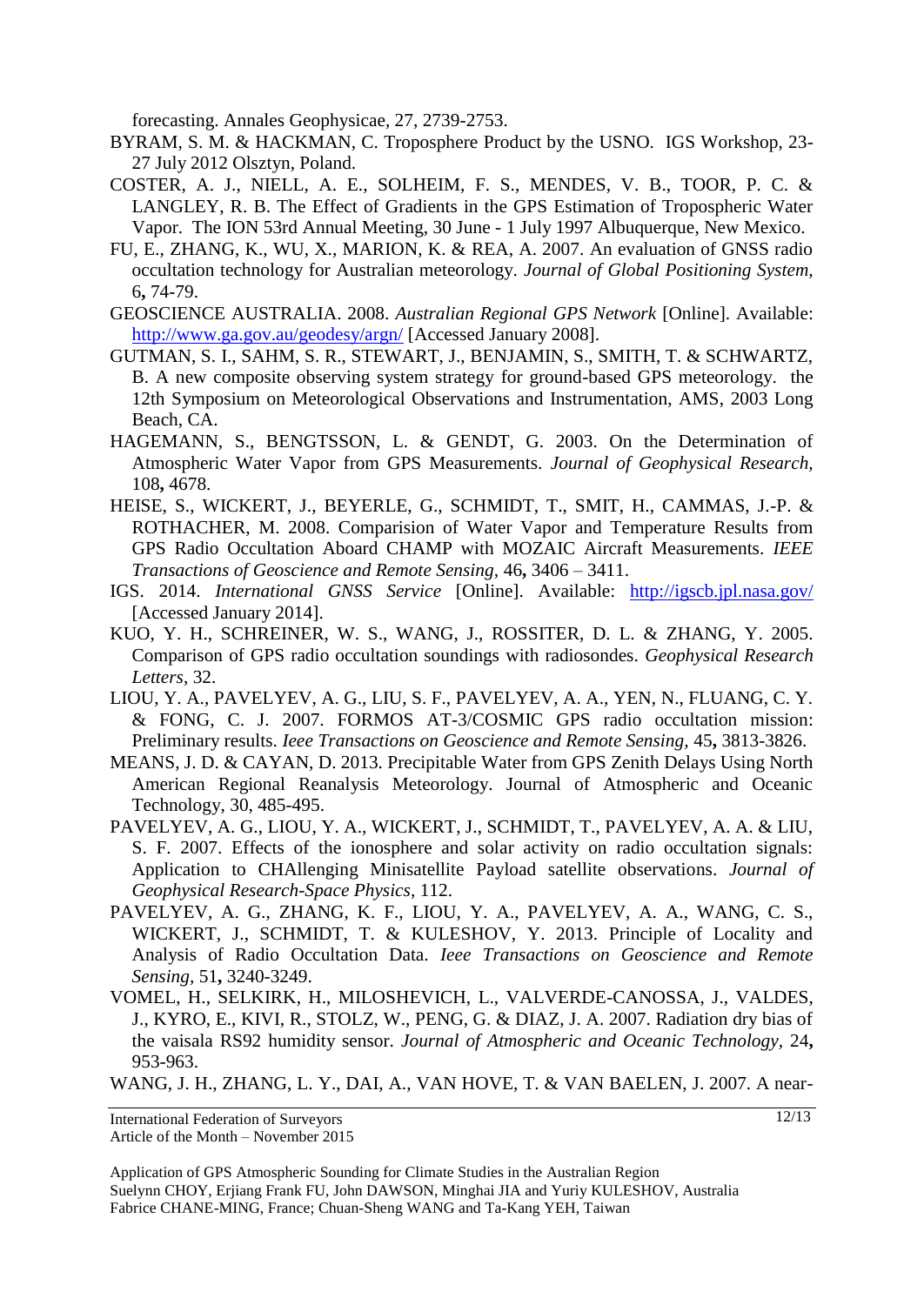forecasting. Annales Geophysicae, 27, 2739-2753.

BYRAM, S. M. & HACKMAN, C. Troposphere Product by the USNO. IGS Workshop, 23-27 July 2012 Olsztyn, Poland.

COSTER, A. J., NIELL, A. E., SOLHEIM, F. S., MENDES, V. B., TOOR, P. C. & LANGLEY, R. B. The Effect of Gradients in the GPS Estimation of Tropospheric Water Vapor. The ION 53rd Annual Meeting, 30 June - 1 July 1997 Albuquerque, New Mexico.

FU, E., ZHANG, K., WU, X., MARION, K. & REA, A. 2007. An evaluation of GNSS radio occultation technology for Australian meteorology. *Journal of Global Positioning System,* 6**,** 74-79.

GEOSCIENCE AUSTRALIA. 2008. *Australian Regional GPS Network* [Online]. Available: http://www.ga.gov.au/geodesy/argn/ [Accessed January 2008].

GUTMAN, S. I., SAHM, S. R., STEWART, J., BENJAMIN, S., SMITH, T. & SCHWARTZ, B. A new composite observing system strategy for ground-based GPS meteorology. the 12th Symposium on Meteorological Observations and Instrumentation, AMS, 2003 Long Beach, CA.

HAGEMANN, S., BENGTSSON, L. & GENDT, G. 2003. On the Determination of Atmospheric Water Vapor from GPS Measurements. *Journal of Geophysical Research,* 108**,** 4678.

HEISE, S., WICKERT, J., BEYERLE, G., SCHMIDT, T., SMIT, H., CAMMAS, J.-P. & ROTHACHER, M. 2008. Comparision of Water Vapor and Temperature Results from GPS Radio Occultation Aboard CHAMP with MOZAIC Aircraft Measurements. *IEEE Transactions of Geoscience and Remote Sensing,* 46**,** 3406 – 3411.

IGS. 2014. *International GNSS Service* [Online]. Available: http://igscb.jpl.nasa.gov/ [Accessed January 2014].

KUO, Y. H., SCHREINER, W. S., WANG, J., ROSSITER, D. L. & ZHANG, Y. 2005. Comparison of GPS radio occultation soundings with radiosondes. *Geophysical Research Letters,* 32.

LIOU, Y. A., PAVELYEV, A. G., LIU, S. F., PAVELYEV, A. A., YEN, N., FLUANG, C. Y. & FONG, C. J. 2007. FORMOS AT-3/COSMIC GPS radio occultation mission: Preliminary results. *Ieee Transactions on Geoscience and Remote Sensing,* 45**,** 3813-3826.

MEANS, J. D. & CAYAN, D. 2013. Precipitable Water from GPS Zenith Delays Using North American Regional Reanalysis Meteorology. Journal of Atmospheric and Oceanic Technology, 30, 485-495.

PAVELYEV, A. G., LIOU, Y. A., WICKERT, J., SCHMIDT, T., PAVELYEV, A. A. & LIU, S. F. 2007. Effects of the ionosphere and solar activity on radio occultation signals: Application to CHAllenging Minisatellite Payload satellite observations. *Journal of Geophysical Research-Space Physics,* 112.

PAVELYEV, A. G., ZHANG, K. F., LIOU, Y. A., PAVELYEV, A. A., WANG, C. S., WICKERT, J., SCHMIDT, T. & KULESHOV, Y. 2013. Principle of Locality and Analysis of Radio Occultation Data. *Ieee Transactions on Geoscience and Remote Sensing,* 51**,** 3240-3249.

VOMEL, H., SELKIRK, H., MILOSHEVICH, L., VALVERDE-CANOSSA, J., VALDES, J., KYRO, E., KIVI, R., STOLZ, W., PENG, G. & DIAZ, J. A. 2007. Radiation dry bias of the vaisala RS92 humidity sensor. *Journal of Atmospheric and Oceanic Technology,* 24**,** 953-963.

WANG, J. H., ZHANG, L. Y., DAI, A., VAN HOVE, T. & VAN BAELEN, J. 2007. A near-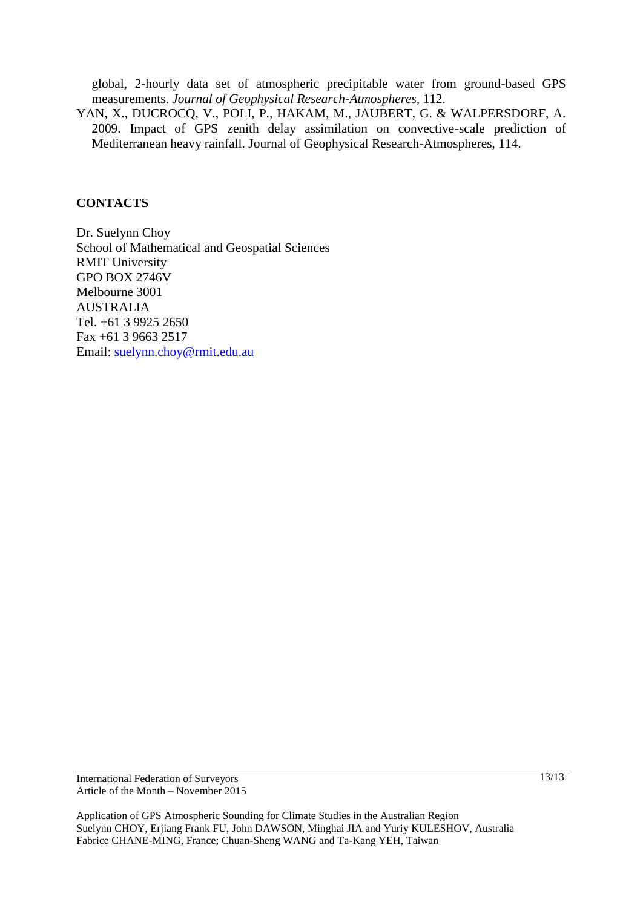global, 2-hourly data set of atmospheric precipitable water from ground-based GPS measurements. *Journal of Geophysical Research-Atmospheres*, 112.

YAN, X., DUCROCQ, V., POLI, P., HAKAM, M., JAUBERT, G. & WALPERSDORF, A. 2009. Impact of GPS zenith delay assimilation on convective-scale prediction of Mediterranean heavy rainfall. Journal of Geophysical Research-Atmospheres, 114.

## CONTACTS

Dr. Suelynn Choy
School of Mathematical and Geospatial Sciences
RMIT University
GPO BOX 2746V
Melbourne 3001
AUSTRALIA
Tel. +61 3 9925 2650
Fax +61 3 9663 2517
Email: suelynn.choy@rmit.edu.au